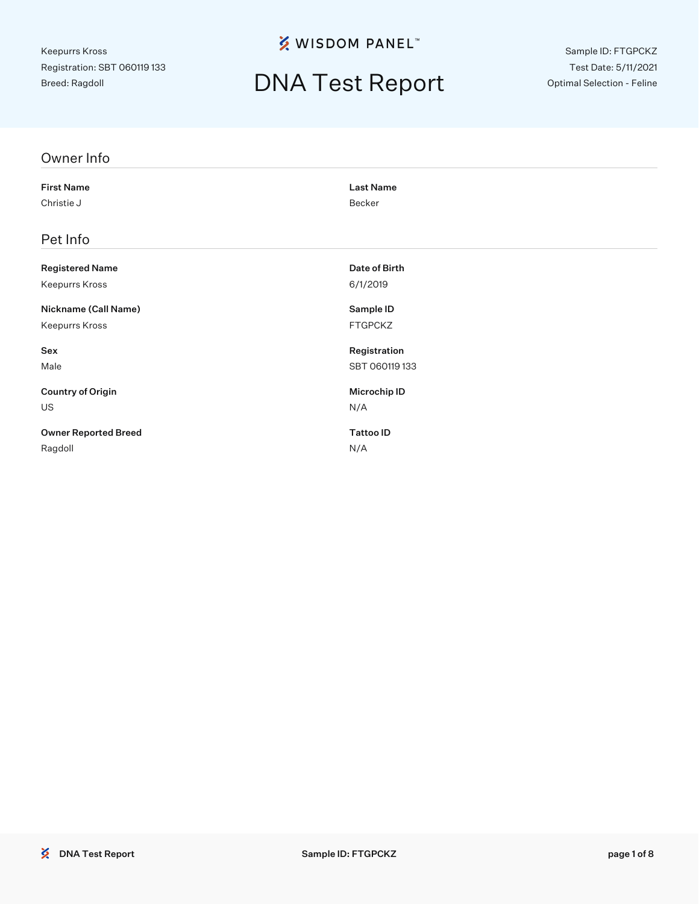Keepurrs Kross
Registration: SBT 060119 133
Breed: Ragdoll

WISDOM PANEL™

# DNA Test Report

Sample ID: FTGPCKZ
Test Date: 5/11/2021
Optimal Selection - Feline

## Owner Info

**First Name**
Christie J

**Last Name**
Becker

## Pet Info

**Registered Name**
Keepurrs Kross

**Date of Birth**
6/1/2019

**Nickname (Call Name)**
Keepurrs Kross

**Sample ID**
FTGPCKZ

**Sex**
Male

**Registration**
SBT 060119 133

**Country of Origin**
US

**Microchip ID**
N/A

**Owner Reported Breed**
Ragdoll

**Tattoo ID**
N/A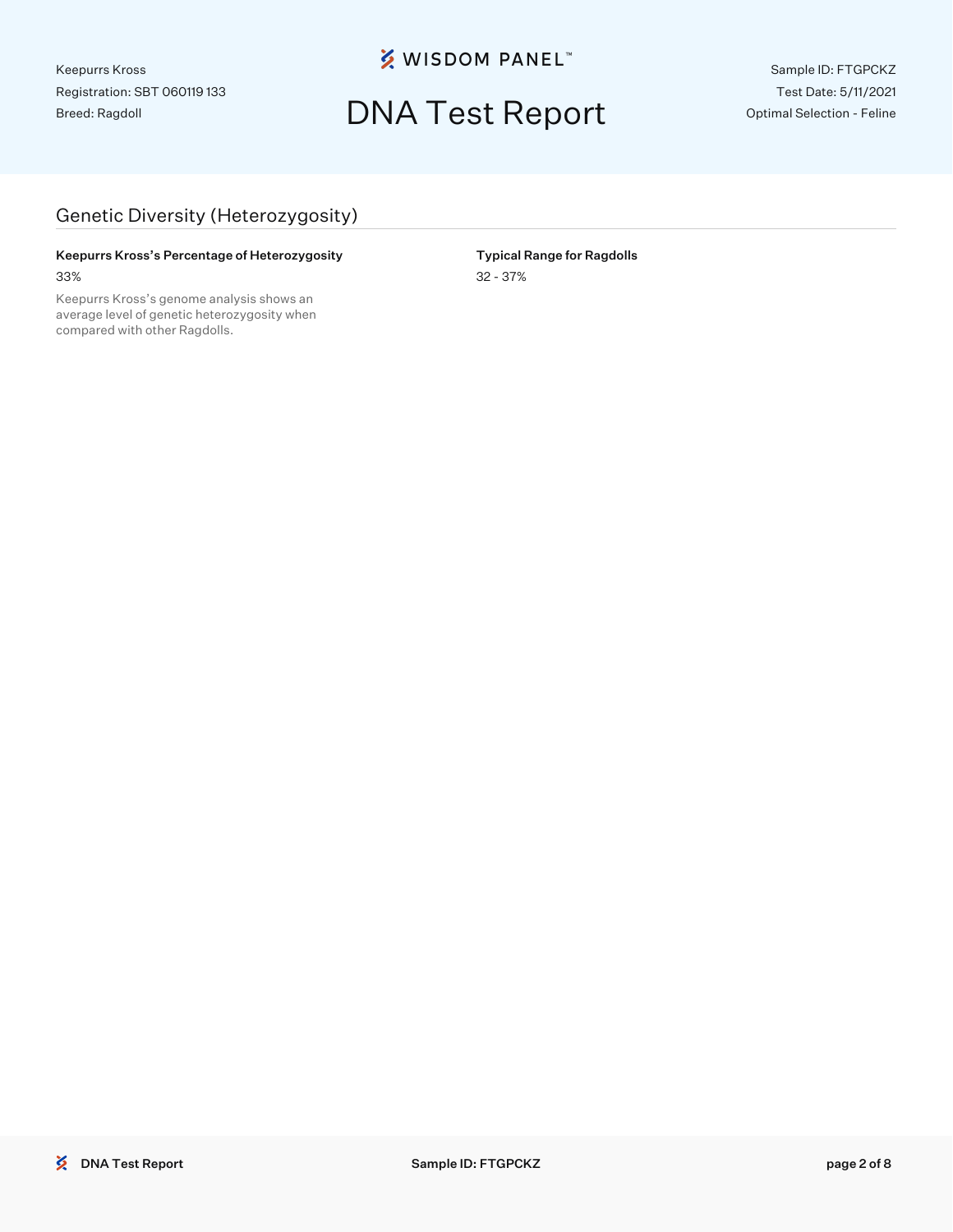Keepurrs Kross
Registration: SBT 060119 133
Breed: Ragdoll

WISDOM PANEL™

# DNA Test Report

Sample ID: FTGPCKZ
Test Date: 5/11/2021
Optimal Selection - Feline

## Genetic Diversity (Heterozygosity)

**Keepurrs Kross's Percentage of Heterozygosity**

33%

Keepurrs Kross's genome analysis shows an average level of genetic heterozygosity when compared with other Ragdolls.

**Typical Range for Ragdolls**

32 - 37%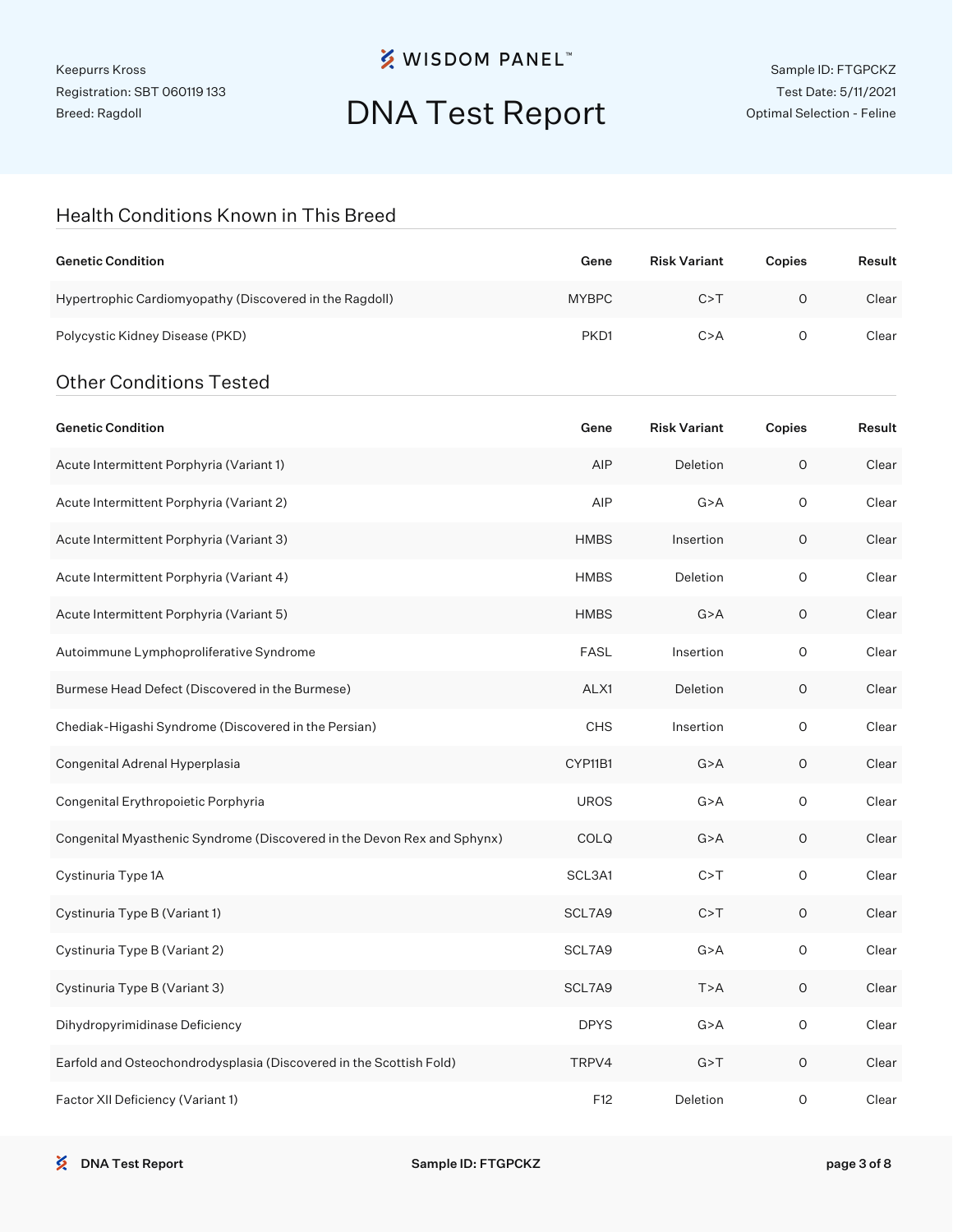Keepurrs Kross
Registration: SBT 060119 133
Breed: Ragdoll

# DNA Test Report

Sample ID: FTGPCKZ
Test Date: 5/11/2021
Optimal Selection - Feline

## Health Conditions Known in This Breed

| Genetic Condition | Gene | Risk Variant | Copies | Result |
|---|---|---|---|---|
| Hypertrophic Cardiomyopathy (Discovered in the Ragdoll) | MYBPC | C>T | 0 | Clear |
| Polycystic Kidney Disease (PKD) | PKD1 | C>A | 0 | Clear |

## Other Conditions Tested

| Genetic Condition | Gene | Risk Variant | Copies | Result |
|---|---|---|---|---|
| Acute Intermittent Porphyria (Variant 1) | AIP | Deletion | 0 | Clear |
| Acute Intermittent Porphyria (Variant 2) | AIP | G>A | 0 | Clear |
| Acute Intermittent Porphyria (Variant 3) | HMBS | Insertion | 0 | Clear |
| Acute Intermittent Porphyria (Variant 4) | HMBS | Deletion | 0 | Clear |
| Acute Intermittent Porphyria (Variant 5) | HMBS | G>A | 0 | Clear |
| Autoimmune Lymphoproliferative Syndrome | FASL | Insertion | 0 | Clear |
| Burmese Head Defect (Discovered in the Burmese) | ALX1 | Deletion | 0 | Clear |
| Chediak-Higashi Syndrome (Discovered in the Persian) | CHS | Insertion | 0 | Clear |
| Congenital Adrenal Hyperplasia | CYP11B1 | G>A | 0 | Clear |
| Congenital Erythropoietic Porphyria | UROS | G>A | 0 | Clear |
| Congenital Myasthenic Syndrome (Discovered in the Devon Rex and Sphynx) | COLQ | G>A | 0 | Clear |
| Cystinuria Type 1A | SCL3A1 | C>T | 0 | Clear |
| Cystinuria Type B (Variant 1) | SCL7A9 | C>T | 0 | Clear |
| Cystinuria Type B (Variant 2) | SCL7A9 | G>A | 0 | Clear |
| Cystinuria Type B (Variant 3) | SCL7A9 | T>A | 0 | Clear |
| Dihydropyrimidinase Deficiency | DPYS | G>A | 0 | Clear |
| Earfold and Osteochondrodysplasia (Discovered in the Scottish Fold) | TRPV4 | G>T | 0 | Clear |
| Factor XII Deficiency (Variant 1) | F12 | Deletion | 0 | Clear |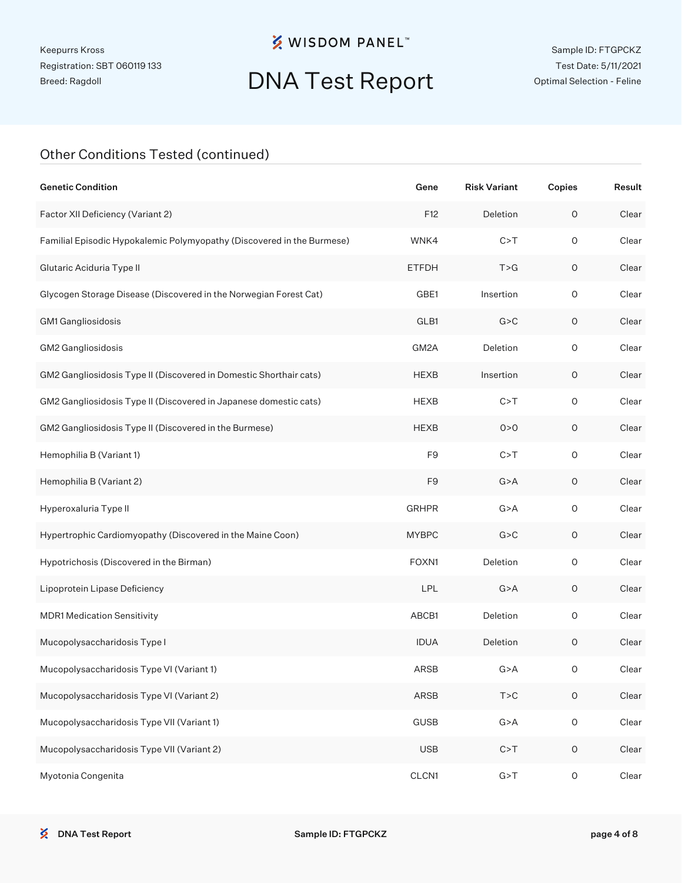Keepurrs Kross
Registration: SBT 060119 133
Breed: Ragdoll

# DNA Test Report

Sample ID: FTGPCKZ
Test Date: 5/11/2021
Optimal Selection - Feline

## Other Conditions Tested (continued)

| Genetic Condition | Gene | Risk Variant | Copies | Result |
|---|---|---|---|---|
| Factor XII Deficiency (Variant 2) | F12 | Deletion | 0 | Clear |
| Familial Episodic Hypokalemic Polymyopathy (Discovered in the Burmese) | WNK4 | C>T | 0 | Clear |
| Glutaric Aciduria Type II | ETFDH | T>G | 0 | Clear |
| Glycogen Storage Disease (Discovered in the Norwegian Forest Cat) | GBE1 | Insertion | 0 | Clear |
| GM1 Gangliosidosis | GLB1 | G>C | 0 | Clear |
| GM2 Gangliosidosis | GM2A | Deletion | 0 | Clear |
| GM2 Gangliosidosis Type II (Discovered in Domestic Shorthair cats) | HEXB | Insertion | 0 | Clear |
| GM2 Gangliosidosis Type II (Discovered in Japanese domestic cats) | HEXB | C>T | 0 | Clear |
| GM2 Gangliosidosis Type II (Discovered in the Burmese) | HEXB | 0>0 | 0 | Clear |
| Hemophilia B (Variant 1) | F9 | C>T | 0 | Clear |
| Hemophilia B (Variant 2) | F9 | G>A | 0 | Clear |
| Hyperoxaluria Type II | GRHPR | G>A | 0 | Clear |
| Hypertrophic Cardiomyopathy (Discovered in the Maine Coon) | MYBPC | G>C | 0 | Clear |
| Hypotrichosis (Discovered in the Birman) | FOXN1 | Deletion | 0 | Clear |
| Lipoprotein Lipase Deficiency | LPL | G>A | 0 | Clear |
| MDR1 Medication Sensitivity | ABCB1 | Deletion | 0 | Clear |
| Mucopolysaccharidosis Type I | IDUA | Deletion | 0 | Clear |
| Mucopolysaccharidosis Type VI (Variant 1) | ARSB | G>A | 0 | Clear |
| Mucopolysaccharidosis Type VI (Variant 2) | ARSB | T>C | 0 | Clear |
| Mucopolysaccharidosis Type VII (Variant 1) | GUSB | G>A | 0 | Clear |
| Mucopolysaccharidosis Type VII (Variant 2) | USB | C>T | 0 | Clear |
| Myotonia Congenita | CLCN1 | G>T | 0 | Clear |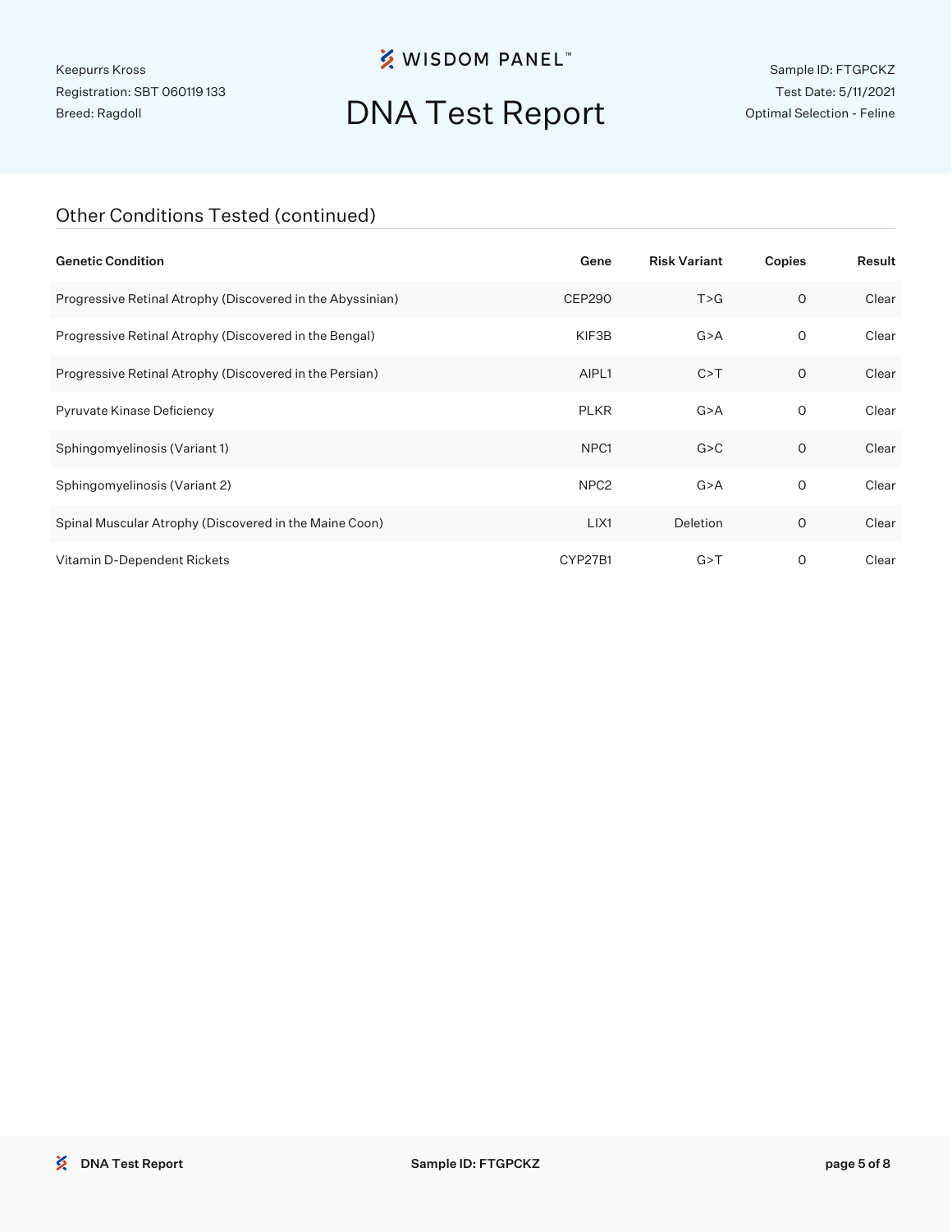Keepurrs Kross
Registration: SBT 060119 133
Breed: Ragdoll

# DNA Test Report

Sample ID: FTGPCKZ
Test Date: 5/11/2021
Optimal Selection - Feline

## Other Conditions Tested (continued)

| Genetic Condition | Gene | Risk Variant | Copies | Result |
|---|---|---|---|---|
| Progressive Retinal Atrophy (Discovered in the Abyssinian) | CEP290 | T>G | 0 | Clear |
| Progressive Retinal Atrophy (Discovered in the Bengal) | KIF3B | G>A | 0 | Clear |
| Progressive Retinal Atrophy (Discovered in the Persian) | AIPL1 | C>T | 0 | Clear |
| Pyruvate Kinase Deficiency | PLKR | G>A | 0 | Clear |
| Sphingomyelinosis (Variant 1) | NPC1 | G>C | 0 | Clear |
| Sphingomyelinosis (Variant 2) | NPC2 | G>A | 0 | Clear |
| Spinal Muscular Atrophy (Discovered in the Maine Coon) | LIX1 | Deletion | 0 | Clear |
| Vitamin D-Dependent Rickets | CYP27B1 | G>T | 0 | Clear |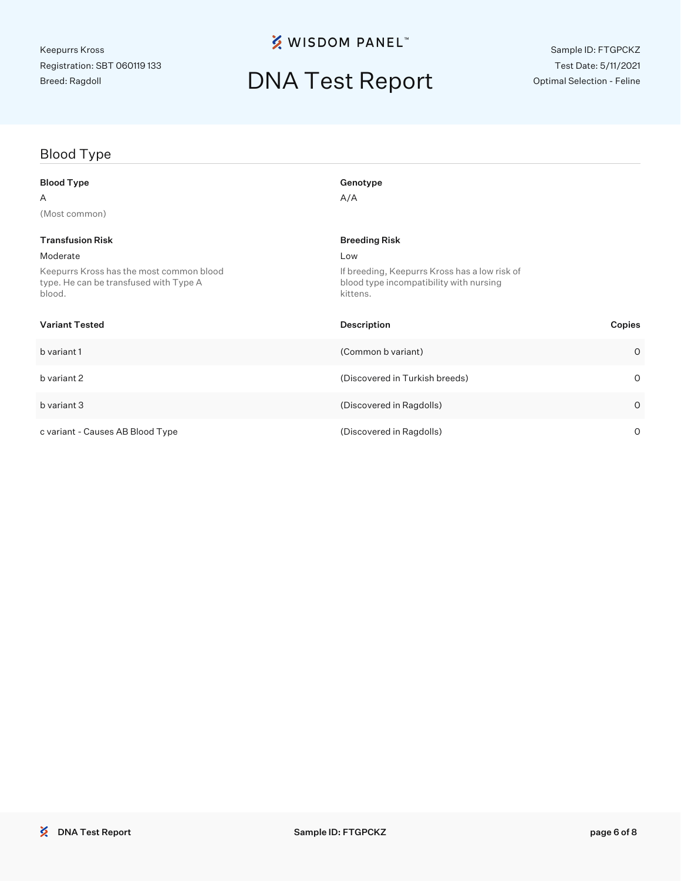Keepurrs Kross
Registration: SBT 060119 133
Breed: Ragdoll

# DNA Test Report

Sample ID: FTGPCKZ
Test Date: 5/11/2021
Optimal Selection - Feline

## Blood Type

**Blood Type**
A
(Most common)

**Genotype**
A/A

**Transfusion Risk**
Moderate
Keepurrs Kross has the most common blood type. He can be transfused with Type A blood.

**Breeding Risk**
Low
If breeding, Keepurrs Kross has a low risk of blood type incompatibility with nursing kittens.

| Variant Tested | Description | Copies |
| --- | --- | --- |
| b variant 1 | (Common b variant) | 0 |
| b variant 2 | (Discovered in Turkish breeds) | 0 |
| b variant 3 | (Discovered in Ragdolls) | 0 |
| c variant - Causes AB Blood Type | (Discovered in Ragdolls) | 0 |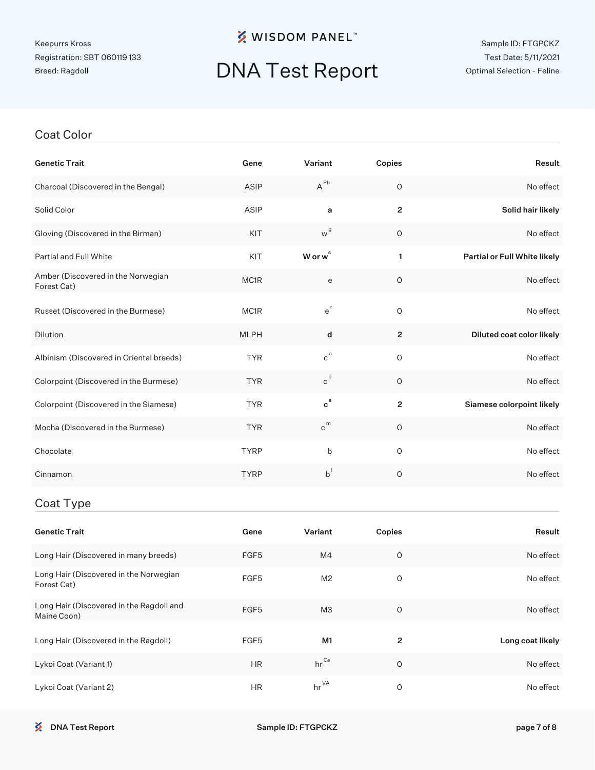Keepurrs Kross
Registration: SBT 060119 133
Breed: Ragdoll

# DNA Test Report

Sample ID: FTGPCKZ
Test Date: 5/11/2021
Optimal Selection - Feline

## Coat Color

| Genetic Trait | Gene | Variant | Copies | Result |
|---|---|---|---|---|
| Charcoal (Discovered in the Bengal) | ASIP | $A^{Pb}$ | 0 | No effect |
| Solid Color | ASIP | **a** | **2** | **Solid hair likely** |
| Gloving (Discovered in the Birman) | KIT | $w^{g}$ | 0 | No effect |
| Partial and Full White | KIT | **W or $w^{s}$** | **1** | **Partial or Full White likely** |
| Amber (Discovered in the Norwegian Forest Cat) | MC1R | e | 0 | No effect |
| Russet (Discovered in the Burmese) | MC1R | $e^{r}$ | 0 | No effect |
| Dilution | MLPH | **d** | **2** | **Diluted coat color likely** |
| Albinism (Discovered in Oriental breeds) | TYR | $c^{a}$ | 0 | No effect |
| Colorpoint (Discovered in the Burmese) | TYR | $c^{b}$ | 0 | No effect |
| Colorpoint (Discovered in the Siamese) | TYR | **$c^{s}$** | **2** | **Siamese colorpoint likely** |
| Mocha (Discovered in the Burmese) | TYR | $c^{m}$ | 0 | No effect |
| Chocolate | TYRP | b | 0 | No effect |
| Cinnamon | TYRP | $b^{l}$ | 0 | No effect |

## Coat Type

| Genetic Trait | Gene | Variant | Copies | Result |
|---|---|---|---|---|
| Long Hair (Discovered in many breeds) | FGF5 | M4 | 0 | No effect |
| Long Hair (Discovered in the Norwegian Forest Cat) | FGF5 | M2 | 0 | No effect |
| Long Hair (Discovered in the Ragdoll and Maine Coon) | FGF5 | M3 | 0 | No effect |
| Long Hair (Discovered in the Ragdoll) | FGF5 | **M1** | **2** | **Long coat likely** |
| Lykoi Coat (Variant 1) | HR | $hr^{Ca}$ | 0 | No effect |
| Lykoi Coat (Variant 2) | HR | $hr^{VA}$ | 0 | No effect |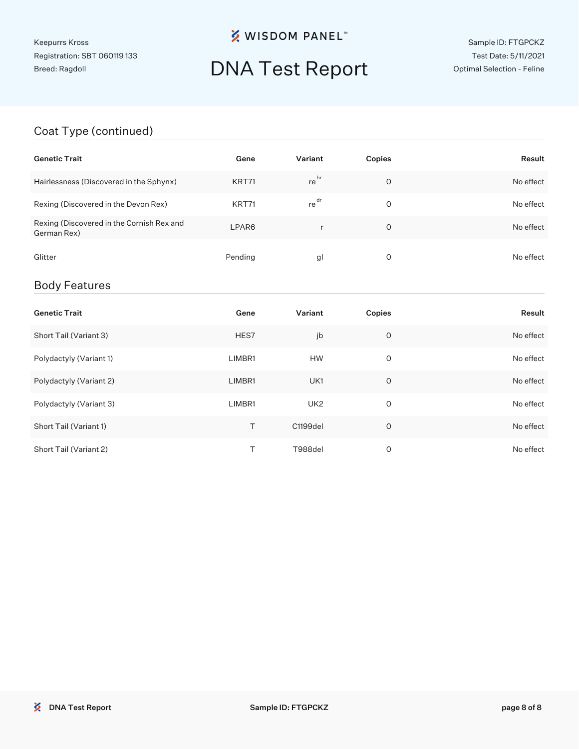## Coat Type (continued)

| Genetic Trait | Gene | Variant | Copies | Result |
|---|---|---|---|---|
| Hairlessness (Discovered in the Sphynx) | KRT71 | $re^{hr}$ | 0 | No effect |
| Rexing (Discovered in the Devon Rex) | KRT71 | $re^{dr}$ | 0 | No effect |
| Rexing (Discovered in the Cornish Rex and German Rex) | LPAR6 | r | 0 | No effect |
| Glitter | Pending | gl | 0 | No effect |

## Body Features

| Genetic Trait | Gene | Variant | Copies | Result |
|---|---|---|---|---|
| Short Tail (Variant 3) | HES7 | jb | 0 | No effect |
| Polydactyly (Variant 1) | LIMBR1 | HW | 0 | No effect |
| Polydactyly (Variant 2) | LIMBR1 | UK1 | 0 | No effect |
| Polydactyly (Variant 3) | LIMBR1 | UK2 | 0 | No effect |
| Short Tail (Variant 1) | T | C1199del | 0 | No effect |
| Short Tail (Variant 2) | T | T988del | 0 | No effect |